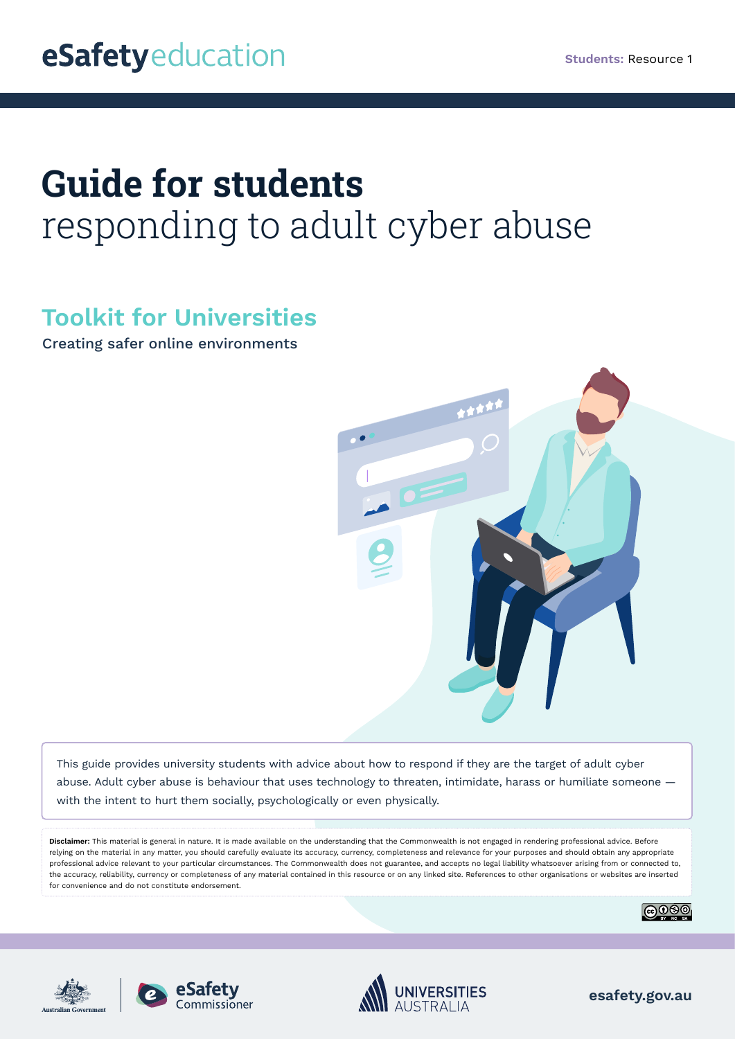eSafetyeducation

**Students:** Resource 1

# Guide for students
## responding to adult cyber abuse

## Toolkit for Universities

Creating safer online environments

This guide provides university students with advice about how to respond if they are the target of adult cyber abuse. Adult cyber abuse is behaviour that uses technology to threaten, intimidate, harass or humiliate someone — with the intent to hurt them socially, psychologically or even physically.

**Disclaimer:** This material is general in nature. It is made available on the understanding that the Commonwealth is not engaged in rendering professional advice. Before relying on the material in any matter, you should carefully evaluate its accuracy, currency, completeness and relevance for your purposes and should obtain any appropriate professional advice relevant to your particular circumstances. The Commonwealth does not guarantee, and accepts no legal liability whatsoever arising from or connected to, the accuracy, reliability, currency or completeness of any material contained in this resource or on any linked site. References to other organisations or websites are inserted for convenience and do not constitute endorsement.

Australian Government | eSafety Commissioner | Universities Australia

esafety.gov.au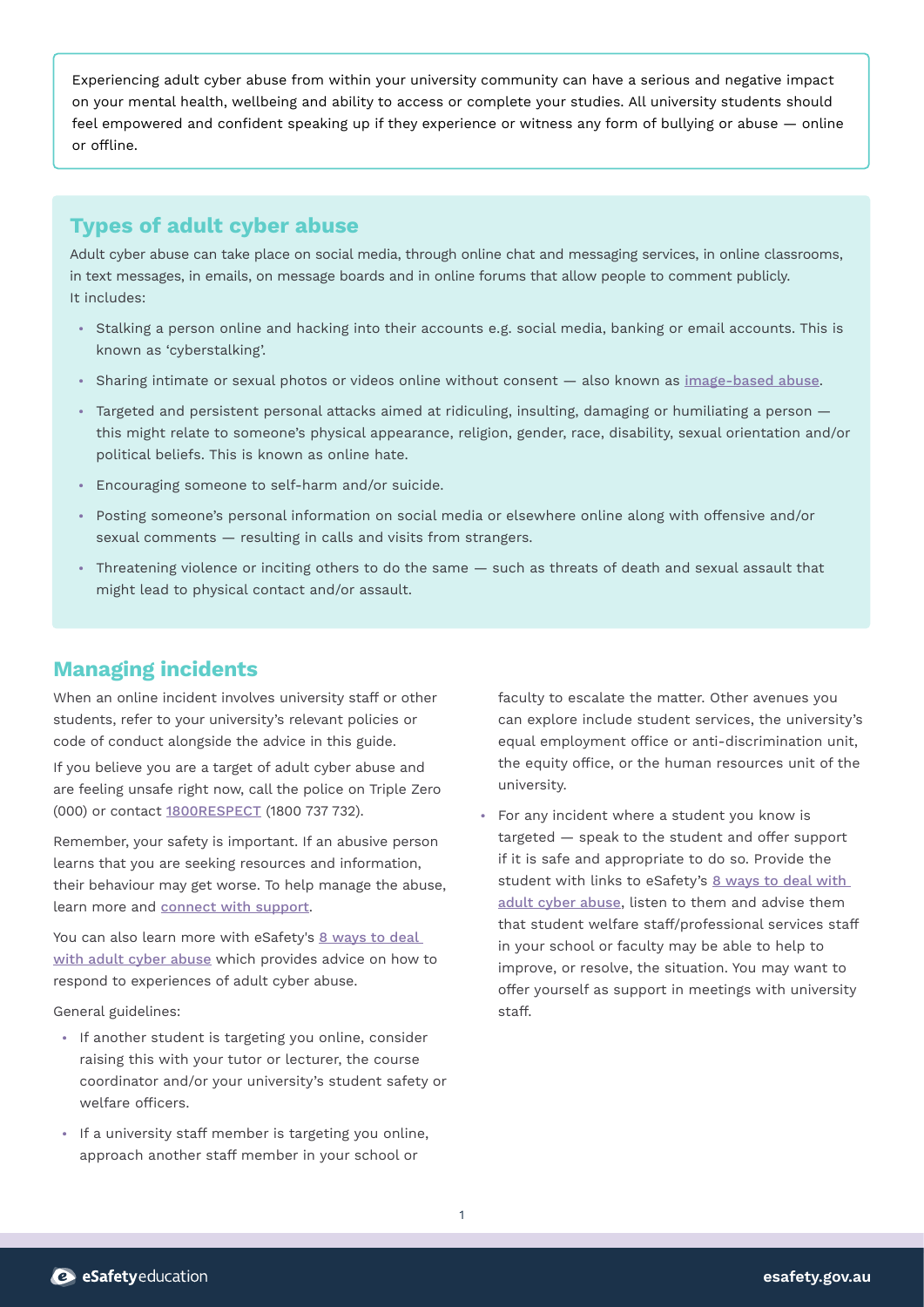Experiencing adult cyber abuse from within your university community can have a serious and negative impact on your mental health, wellbeing and ability to access or complete your studies. All university students should feel empowered and confident speaking up if they experience or witness any form of bullying or abuse — online or offline.

## Types of adult cyber abuse

Adult cyber abuse can take place on social media, through online chat and messaging services, in online classrooms, in text messages, in emails, on message boards and in online forums that allow people to comment publicly. It includes:

- Stalking a person online and hacking into their accounts e.g. social media, banking or email accounts. This is known as 'cyberstalking'.
- Sharing intimate or sexual photos or videos online without consent — also known as image-based abuse.
- Targeted and persistent personal attacks aimed at ridiculing, insulting, damaging or humiliating a person — this might relate to someone's physical appearance, religion, gender, race, disability, sexual orientation and/or political beliefs. This is known as online hate.
- Encouraging someone to self-harm and/or suicide.
- Posting someone's personal information on social media or elsewhere online along with offensive and/or sexual comments — resulting in calls and visits from strangers.
- Threatening violence or inciting others to do the same — such as threats of death and sexual assault that might lead to physical contact and/or assault.

## Managing incidents

When an online incident involves university staff or other students, refer to your university's relevant policies or code of conduct alongside the advice in this guide.

If you believe you are a target of adult cyber abuse and are feeling unsafe right now, call the police on Triple Zero (000) or contact 1800RESPECT (1800 737 732).

Remember, your safety is important. If an abusive person learns that you are seeking resources and information, their behaviour may get worse. To help manage the abuse, learn more and connect with support.

You can also learn more with eSafety's 8 ways to deal with adult cyber abuse which provides advice on how to respond to experiences of adult cyber abuse.

General guidelines:

- If another student is targeting you online, consider raising this with your tutor or lecturer, the course coordinator and/or your university's student safety or welfare officers.
- If a university staff member is targeting you online, approach another staff member in your school or faculty to escalate the matter. Other avenues you can explore include student services, the university's equal employment office or anti-discrimination unit, the equity office, or the human resources unit of the university.
- For any incident where a student you know is targeted — speak to the student and offer support if it is safe and appropriate to do so. Provide the student with links to eSafety's 8 ways to deal with adult cyber abuse, listen to them and advise them that student welfare staff/professional services staff in your school or faculty may be able to help to improve, or resolve, the situation. You may want to offer yourself as support in meetings with university staff.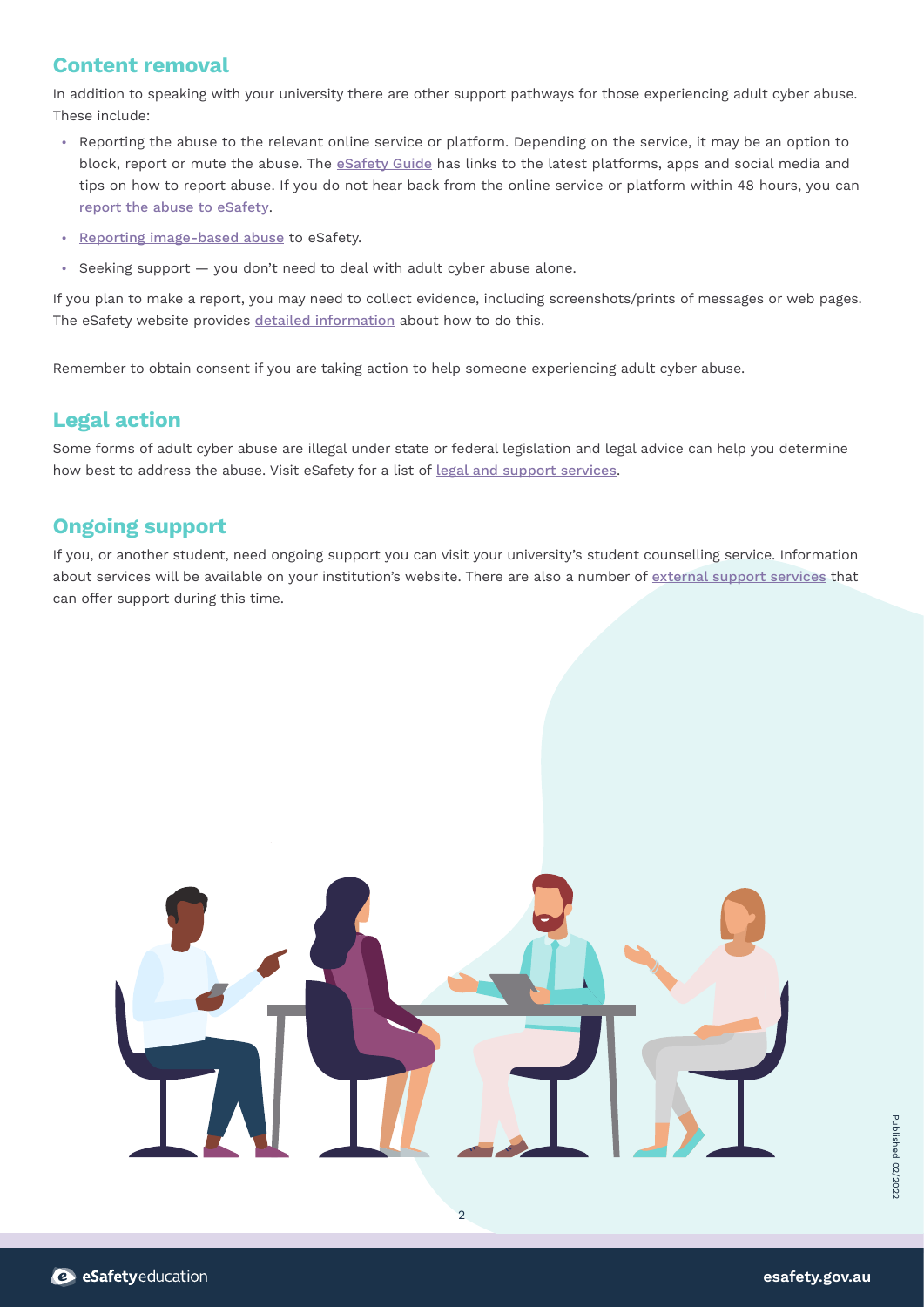## Content removal

In addition to speaking with your university there are other support pathways for those experiencing adult cyber abuse. These include:

- Reporting the abuse to the relevant online service or platform. Depending on the service, it may be an option to block, report or mute the abuse. The eSafety Guide has links to the latest platforms, apps and social media and tips on how to report abuse. If you do not hear back from the online service or platform within 48 hours, you can report the abuse to eSafety.
- Reporting image-based abuse to eSafety.
- Seeking support — you don't need to deal with adult cyber abuse alone.

If you plan to make a report, you may need to collect evidence, including screenshots/prints of messages or web pages. The eSafety website provides detailed information about how to do this.

Remember to obtain consent if you are taking action to help someone experiencing adult cyber abuse.

## Legal action

Some forms of adult cyber abuse are illegal under state or federal legislation and legal advice can help you determine how best to address the abuse. Visit eSafety for a list of legal and support services.

## Ongoing support

If you, or another student, need ongoing support you can visit your university's student counselling service. Information about services will be available on your institution's website. There are also a number of external support services that can offer support during this time.

Published 02/2022